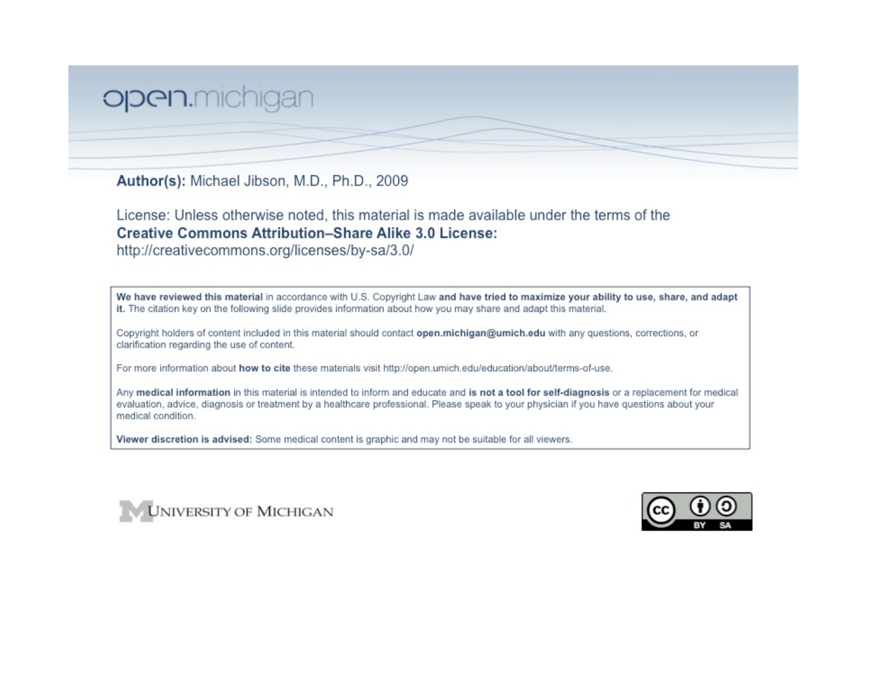open.michigan

**Author(s):** Michael Jibson, M.D., Ph.D., 2009

License: Unless otherwise noted, this material is made available under the terms of the **Creative Commons Attribution–Share Alike 3.0 License:** http://creativecommons.org/licenses/by-sa/3.0/

**We have reviewed this material** in accordance with U.S. Copyright Law **and have tried to maximize your ability to use, share, and adapt it.** The citation key on the following slide provides information about how you may share and adapt this material.

Copyright holders of content included in this material should contact **open.michigan@umich.edu** with any questions, corrections, or clarification regarding the use of content.

For more information about **how to cite** these materials visit http://open.umich.edu/education/about/terms-of-use.

Any **medical information** in this material is intended to inform and educate and **is not a tool for self-diagnosis** or a replacement for medical evaluation, advice, diagnosis or treatment by a healthcare professional. Please speak to your physician if you have questions about your medical condition.

**Viewer discretion is advised:** Some medical content is graphic and may not be suitable for all viewers.

University of Michigan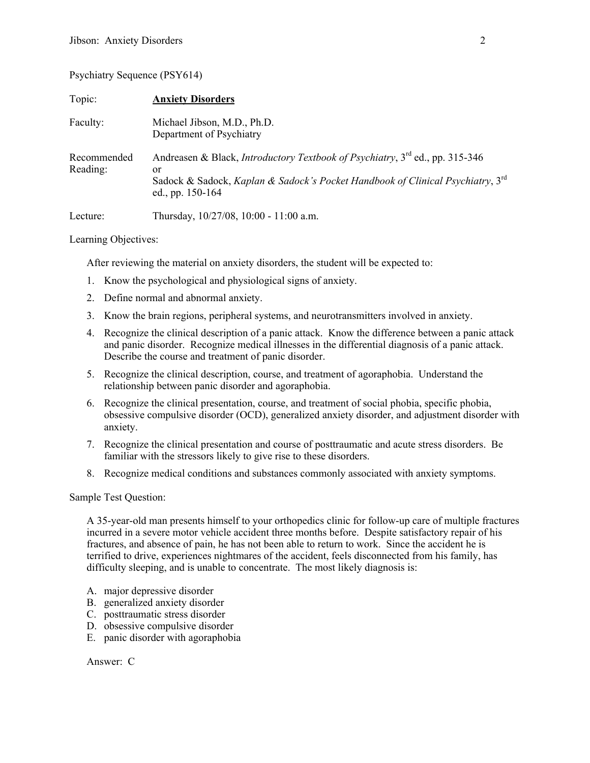Psychiatry Sequence (PSY614)

| | |
|---|---|
| Topic: | **Anxiety Disorders** |
| Faculty: | Michael Jibson, M.D., Ph.D.<br>Department of Psychiatry |
| Recommended Reading: | Andreasen & Black, *Introductory Textbook of Psychiatry*, 3rd ed., pp. 315-346<br>or<br>Sadock & Sadock, *Kaplan & Sadock's Pocket Handbook of Clinical Psychiatry*, 3rd ed., pp. 150-164 |
| Lecture: | Thursday, 10/27/08, 10:00 - 11:00 a.m. |

Learning Objectives:

After reviewing the material on anxiety disorders, the student will be expected to:

1. Know the psychological and physiological signs of anxiety.
2. Define normal and abnormal anxiety.
3. Know the brain regions, peripheral systems, and neurotransmitters involved in anxiety.
4. Recognize the clinical description of a panic attack. Know the difference between a panic attack and panic disorder. Recognize medical illnesses in the differential diagnosis of a panic attack. Describe the course and treatment of panic disorder.
5. Recognize the clinical description, course, and treatment of agoraphobia. Understand the relationship between panic disorder and agoraphobia.
6. Recognize the clinical presentation, course, and treatment of social phobia, specific phobia, obsessive compulsive disorder (OCD), generalized anxiety disorder, and adjustment disorder with anxiety.
7. Recognize the clinical presentation and course of posttraumatic and acute stress disorders. Be familiar with the stressors likely to give rise to these disorders.
8. Recognize medical conditions and substances commonly associated with anxiety symptoms.

Sample Test Question:

A 35-year-old man presents himself to your orthopedics clinic for follow-up care of multiple fractures incurred in a severe motor vehicle accident three months before. Despite satisfactory repair of his fractures, and absence of pain, he has not been able to return to work. Since the accident he is terrified to drive, experiences nightmares of the accident, feels disconnected from his family, has difficulty sleeping, and is unable to concentrate. The most likely diagnosis is:

A. major depressive disorder
B. generalized anxiety disorder
C. posttraumatic stress disorder
D. obsessive compulsive disorder
E. panic disorder with agoraphobia

Answer: C